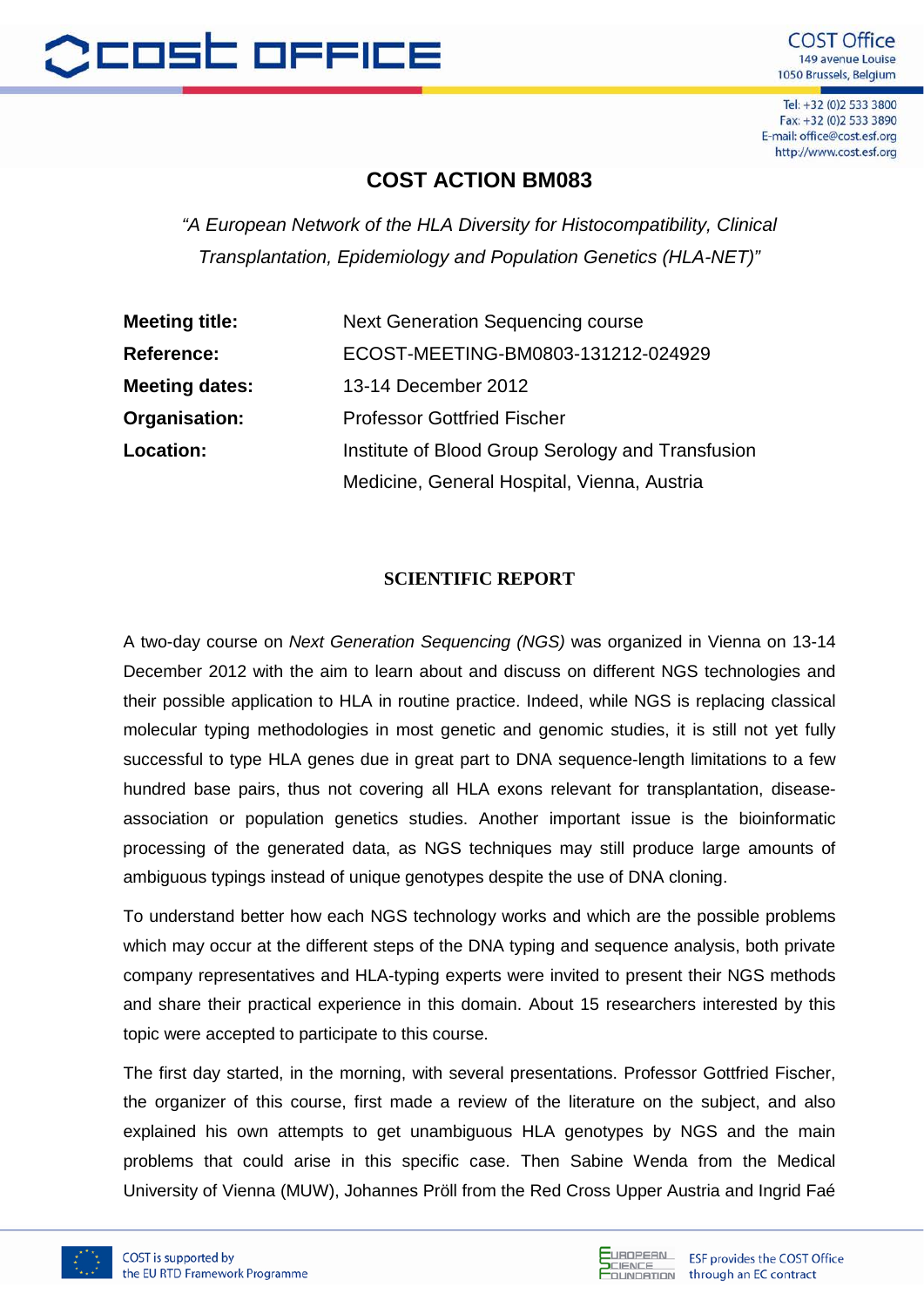# COST ACTION BM083

*"A European Network of the HLA Diversity for Histocompatibility, Clinical Transplantation, Epidemiology and Population Genetics (HLA-NET)"*

| | |
|---|---|
| **Meeting title:** | Next Generation Sequencing course |
| **Reference:** | ECOST-MEETING-BM0803-131212-024929 |
| **Meeting dates:** | 13-14 December 2012 |
| **Organisation:** | Professor Gottfried Fischer |
| **Location:** | Institute of Blood Group Serology and Transfusion Medicine, General Hospital, Vienna, Austria |

## SCIENTIFIC REPORT

A two-day course on *Next Generation Sequencing (NGS)* was organized in Vienna on 13-14 December 2012 with the aim to learn about and discuss on different NGS technologies and their possible application to HLA in routine practice. Indeed, while NGS is replacing classical molecular typing methodologies in most genetic and genomic studies, it is still not yet fully successful to type HLA genes due in great part to DNA sequence-length limitations to a few hundred base pairs, thus not covering all HLA exons relevant for transplantation, disease-association or population genetics studies. Another important issue is the bioinformatic processing of the generated data, as NGS techniques may still produce large amounts of ambiguous typings instead of unique genotypes despite the use of DNA cloning.

To understand better how each NGS technology works and which are the possible problems which may occur at the different steps of the DNA typing and sequence analysis, both private company representatives and HLA-typing experts were invited to present their NGS methods and share their practical experience in this domain. About 15 researchers interested by this topic were accepted to participate to this course.

The first day started, in the morning, with several presentations. Professor Gottfried Fischer, the organizer of this course, first made a review of the literature on the subject, and also explained his own attempts to get unambiguous HLA genotypes by NGS and the main problems that could arise in this specific case. Then Sabine Wenda from the Medical University of Vienna (MUW), Johannes Pröll from the Red Cross Upper Austria and Ingrid Faé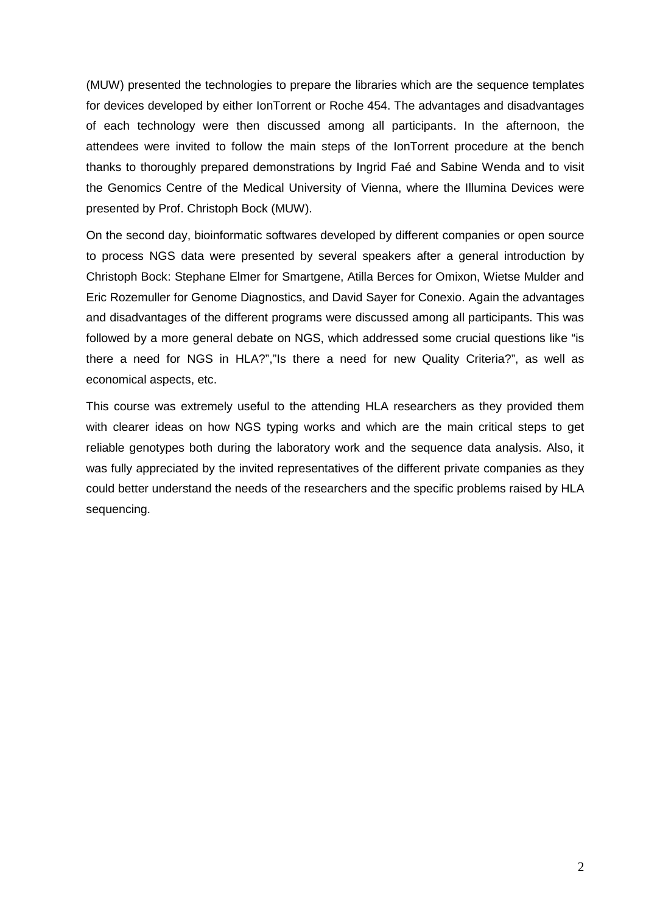(MUW) presented the technologies to prepare the libraries which are the sequence templates for devices developed by either IonTorrent or Roche 454. The advantages and disadvantages of each technology were then discussed among all participants. In the afternoon, the attendees were invited to follow the main steps of the IonTorrent procedure at the bench thanks to thoroughly prepared demonstrations by Ingrid Faé and Sabine Wenda and to visit the Genomics Centre of the Medical University of Vienna, where the Illumina Devices were presented by Prof. Christoph Bock (MUW).

On the second day, bioinformatic softwares developed by different companies or open source to process NGS data were presented by several speakers after a general introduction by Christoph Bock: Stephane Elmer for Smartgene, Atilla Berces for Omixon, Wietse Mulder and Eric Rozemuller for Genome Diagnostics, and David Sayer for Conexio. Again the advantages and disadvantages of the different programs were discussed among all participants. This was followed by a more general debate on NGS, which addressed some crucial questions like "is there a need for NGS in HLA?","Is there a need for new Quality Criteria?", as well as economical aspects, etc.

This course was extremely useful to the attending HLA researchers as they provided them with clearer ideas on how NGS typing works and which are the main critical steps to get reliable genotypes both during the laboratory work and the sequence data analysis. Also, it was fully appreciated by the invited representatives of the different private companies as they could better understand the needs of the researchers and the specific problems raised by HLA sequencing.